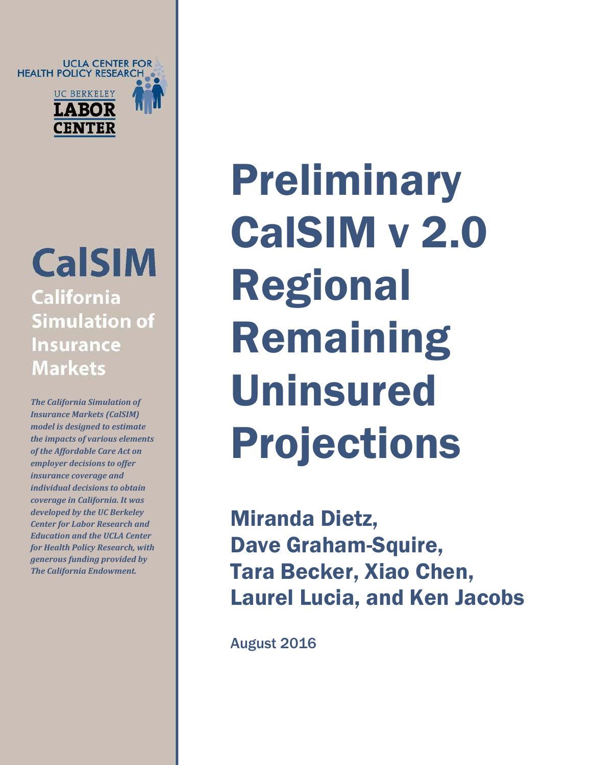UCLA CENTER FOR HEALTH POLICY RESEARCH

UC BERKELEY LABOR CENTER

# CalSIM

## California Simulation of Insurance Markets

***The California Simulation of Insurance Markets (CalSIM) model is designed to estimate the impacts of various elements of the Affordable Care Act on employer decisions to offer insurance coverage and individual decisions to obtain coverage in California. It was developed by the UC Berkeley Center for Labor Research and Education and the UCLA Center for Health Policy Research, with generous funding provided by The California Endowment.***

# Preliminary CalSIM v 2.0 Regional Remaining Uninsured Projections

**Miranda Dietz, Dave Graham-Squire, Tara Becker, Xiao Chen, Laurel Lucia, and Ken Jacobs**

August 2016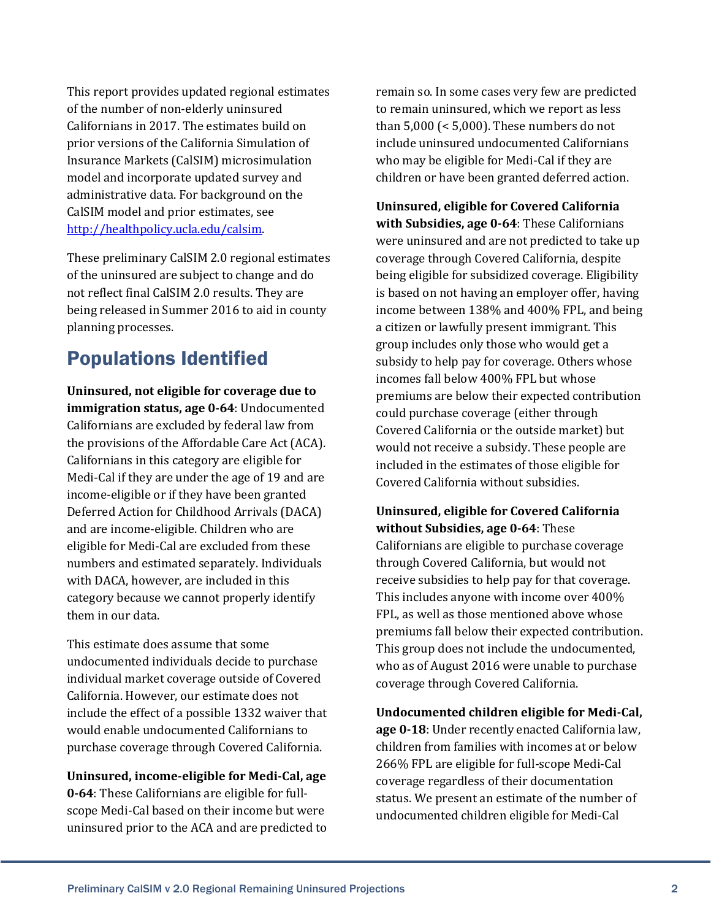This report provides updated regional estimates of the number of non-elderly uninsured Californians in 2017. The estimates build on prior versions of the California Simulation of Insurance Markets (CalSIM) microsimulation model and incorporate updated survey and administrative data. For background on the CalSIM model and prior estimates, see [http://healthpolicy.ucla.edu/calsim](http://healthpolicy.ucla.edu/calsim).

These preliminary CalSIM 2.0 regional estimates of the uninsured are subject to change and do not reflect final CalSIM 2.0 results. They are being released in Summer 2016 to aid in county planning processes.

## Populations Identified

**Uninsured, not eligible for coverage due to immigration status, age 0-64**: Undocumented Californians are excluded by federal law from the provisions of the Affordable Care Act (ACA). Californians in this category are eligible for Medi-Cal if they are under the age of 19 and are income-eligible or if they have been granted Deferred Action for Childhood Arrivals (DACA) and are income-eligible. Children who are eligible for Medi-Cal are excluded from these numbers and estimated separately. Individuals with DACA, however, are included in this category because we cannot properly identify them in our data.

This estimate does assume that some undocumented individuals decide to purchase individual market coverage outside of Covered California. However, our estimate does not include the effect of a possible 1332 waiver that would enable undocumented Californians to purchase coverage through Covered California.

**Uninsured, income-eligible for Medi-Cal, age 0-64**: These Californians are eligible for full-scope Medi-Cal based on their income but were uninsured prior to the ACA and are predicted to remain so. In some cases very few are predicted to remain uninsured, which we report as less than 5,000 (< 5,000). These numbers do not include uninsured undocumented Californians who may be eligible for Medi-Cal if they are children or have been granted deferred action.

**Uninsured, eligible for Covered California with Subsidies, age 0-64**: These Californians were uninsured and are not predicted to take up coverage through Covered California, despite being eligible for subsidized coverage. Eligibility is based on not having an employer offer, having income between 138% and 400% FPL, and being a citizen or lawfully present immigrant. This group includes only those who would get a subsidy to help pay for coverage. Others whose incomes fall below 400% FPL but whose premiums are below their expected contribution could purchase coverage (either through Covered California or the outside market) but would not receive a subsidy. These people are included in the estimates of those eligible for Covered California without subsidies.

**Uninsured, eligible for Covered California without Subsidies, age 0-64**: These Californians are eligible to purchase coverage through Covered California, but would not receive subsidies to help pay for that coverage. This includes anyone with income over 400% FPL, as well as those mentioned above whose premiums fall below their expected contribution. This group does not include the undocumented, who as of August 2016 were unable to purchase coverage through Covered California.

**Undocumented children eligible for Medi-Cal, age 0-18**: Under recently enacted California law, children from families with incomes at or below 266% FPL are eligible for full-scope Medi-Cal coverage regardless of their documentation status. We present an estimate of the number of undocumented children eligible for Medi-Cal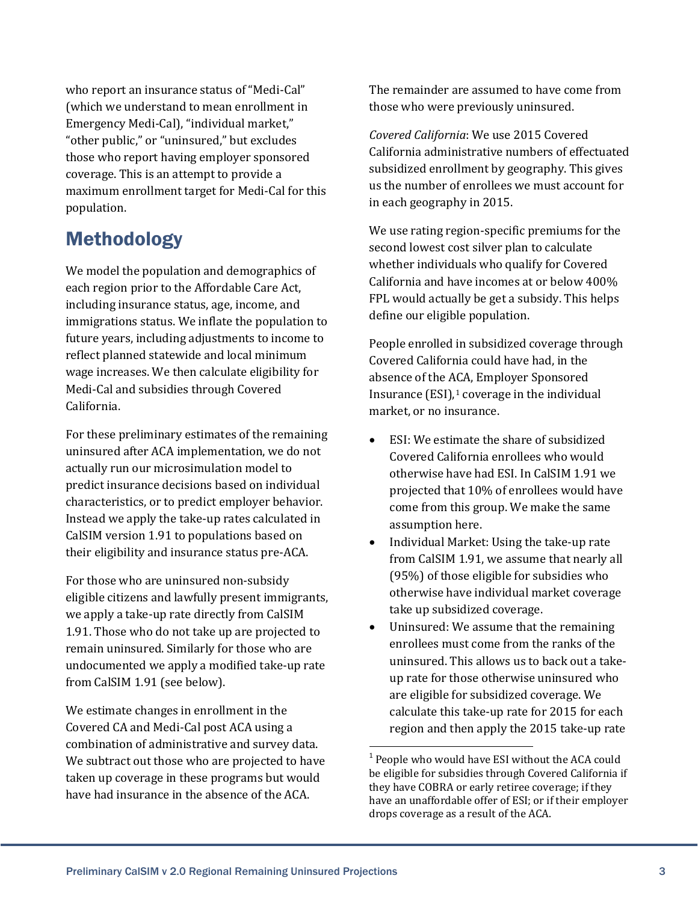who report an insurance status of "Medi-Cal" (which we understand to mean enrollment in Emergency Medi-Cal), "individual market," "other public," or "uninsured," but excludes those who report having employer sponsored coverage. This is an attempt to provide a maximum enrollment target for Medi-Cal for this population.

## Methodology

We model the population and demographics of each region prior to the Affordable Care Act, including insurance status, age, income, and immigrations status. We inflate the population to future years, including adjustments to income to reflect planned statewide and local minimum wage increases. We then calculate eligibility for Medi-Cal and subsidies through Covered California.

For these preliminary estimates of the remaining uninsured after ACA implementation, we do not actually run our microsimulation model to predict insurance decisions based on individual characteristics, or to predict employer behavior. Instead we apply the take-up rates calculated in CalSIM version 1.91 to populations based on their eligibility and insurance status pre-ACA.

For those who are uninsured non-subsidy eligible citizens and lawfully present immigrants, we apply a take-up rate directly from CalSIM 1.91. Those who do not take up are projected to remain uninsured. Similarly for those who are undocumented we apply a modified take-up rate from CalSIM 1.91 (see below).

We estimate changes in enrollment in the Covered CA and Medi-Cal post ACA using a combination of administrative and survey data. We subtract out those who are projected to have taken up coverage in these programs but would have had insurance in the absence of the ACA. The remainder are assumed to have come from those who were previously uninsured.

*Covered California*: We use 2015 Covered California administrative numbers of effectuated subsidized enrollment by geography. This gives us the number of enrollees we must account for in each geography in 2015.

We use rating region-specific premiums for the second lowest cost silver plan to calculate whether individuals who qualify for Covered California and have incomes at or below 400% FPL would actually be get a subsidy. This helps define our eligible population.

People enrolled in subsidized coverage through Covered California could have had, in the absence of the ACA, Employer Sponsored Insurance (ESI),[1] coverage in the individual market, or no insurance.

- ESI: We estimate the share of subsidized Covered California enrollees who would otherwise have had ESI. In CalSIM 1.91 we projected that 10% of enrollees would have come from this group. We make the same assumption here.
- Individual Market: Using the take-up rate from CalSIM 1.91, we assume that nearly all (95%) of those eligible for subsidies who otherwise have individual market coverage take up subsidized coverage.
- Uninsured: We assume that the remaining enrollees must come from the ranks of the uninsured. This allows us to back out a take-up rate for those otherwise uninsured who are eligible for subsidized coverage. We calculate this take-up rate for 2015 for each region and then apply the 2015 take-up rate

[1] People who would have ESI without the ACA could be eligible for subsidies through Covered California if they have COBRA or early retiree coverage; if they have an unaffordable offer of ESI; or if their employer drops coverage as a result of the ACA.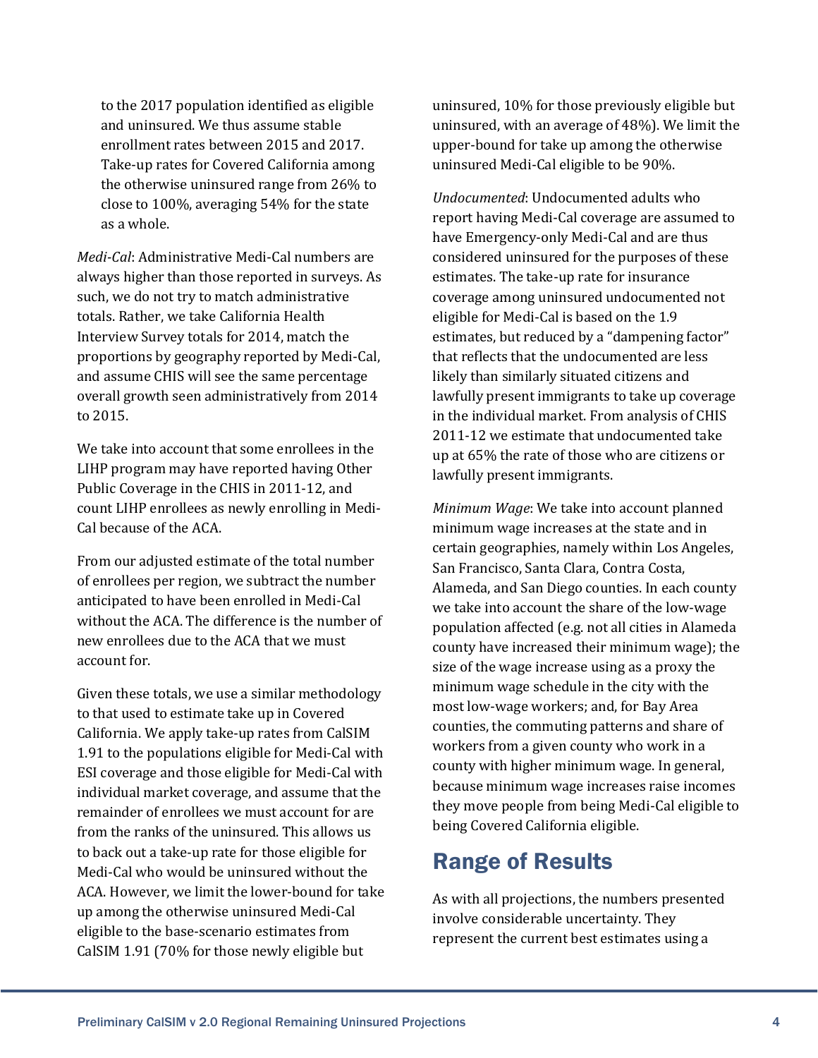to the 2017 population identified as eligible and uninsured. We thus assume stable enrollment rates between 2015 and 2017. Take-up rates for Covered California among the otherwise uninsured range from 26% to close to 100%, averaging 54% for the state as a whole.

*Medi-Cal*: Administrative Medi-Cal numbers are always higher than those reported in surveys. As such, we do not try to match administrative totals. Rather, we take California Health Interview Survey totals for 2014, match the proportions by geography reported by Medi-Cal, and assume CHIS will see the same percentage overall growth seen administratively from 2014 to 2015.

We take into account that some enrollees in the LIHP program may have reported having Other Public Coverage in the CHIS in 2011-12, and count LIHP enrollees as newly enrolling in Medi-Cal because of the ACA.

From our adjusted estimate of the total number of enrollees per region, we subtract the number anticipated to have been enrolled in Medi-Cal without the ACA. The difference is the number of new enrollees due to the ACA that we must account for.

Given these totals, we use a similar methodology to that used to estimate take up in Covered California. We apply take-up rates from CalSIM 1.91 to the populations eligible for Medi-Cal with ESI coverage and those eligible for Medi-Cal with individual market coverage, and assume that the remainder of enrollees we must account for are from the ranks of the uninsured. This allows us to back out a take-up rate for those eligible for Medi-Cal who would be uninsured without the ACA. However, we limit the lower-bound for take up among the otherwise uninsured Medi-Cal eligible to the base-scenario estimates from CalSIM 1.91 (70% for those newly eligible but uninsured, 10% for those previously eligible but uninsured, with an average of 48%). We limit the upper-bound for take up among the otherwise uninsured Medi-Cal eligible to be 90%.

*Undocumented*: Undocumented adults who report having Medi-Cal coverage are assumed to have Emergency-only Medi-Cal and are thus considered uninsured for the purposes of these estimates. The take-up rate for insurance coverage among uninsured undocumented not eligible for Medi-Cal is based on the 1.9 estimates, but reduced by a "dampening factor" that reflects that the undocumented are less likely than similarly situated citizens and lawfully present immigrants to take up coverage in the individual market. From analysis of CHIS 2011-12 we estimate that undocumented take up at 65% the rate of those who are citizens or lawfully present immigrants.

*Minimum Wage*: We take into account planned minimum wage increases at the state and in certain geographies, namely within Los Angeles, San Francisco, Santa Clara, Contra Costa, Alameda, and San Diego counties. In each county we take into account the share of the low-wage population affected (e.g. not all cities in Alameda county have increased their minimum wage); the size of the wage increase using as a proxy the minimum wage schedule in the city with the most low-wage workers; and, for Bay Area counties, the commuting patterns and share of workers from a given county who work in a county with higher minimum wage. In general, because minimum wage increases raise incomes they move people from being Medi-Cal eligible to being Covered California eligible.

## Range of Results

As with all projections, the numbers presented involve considerable uncertainty. They represent the current best estimates using a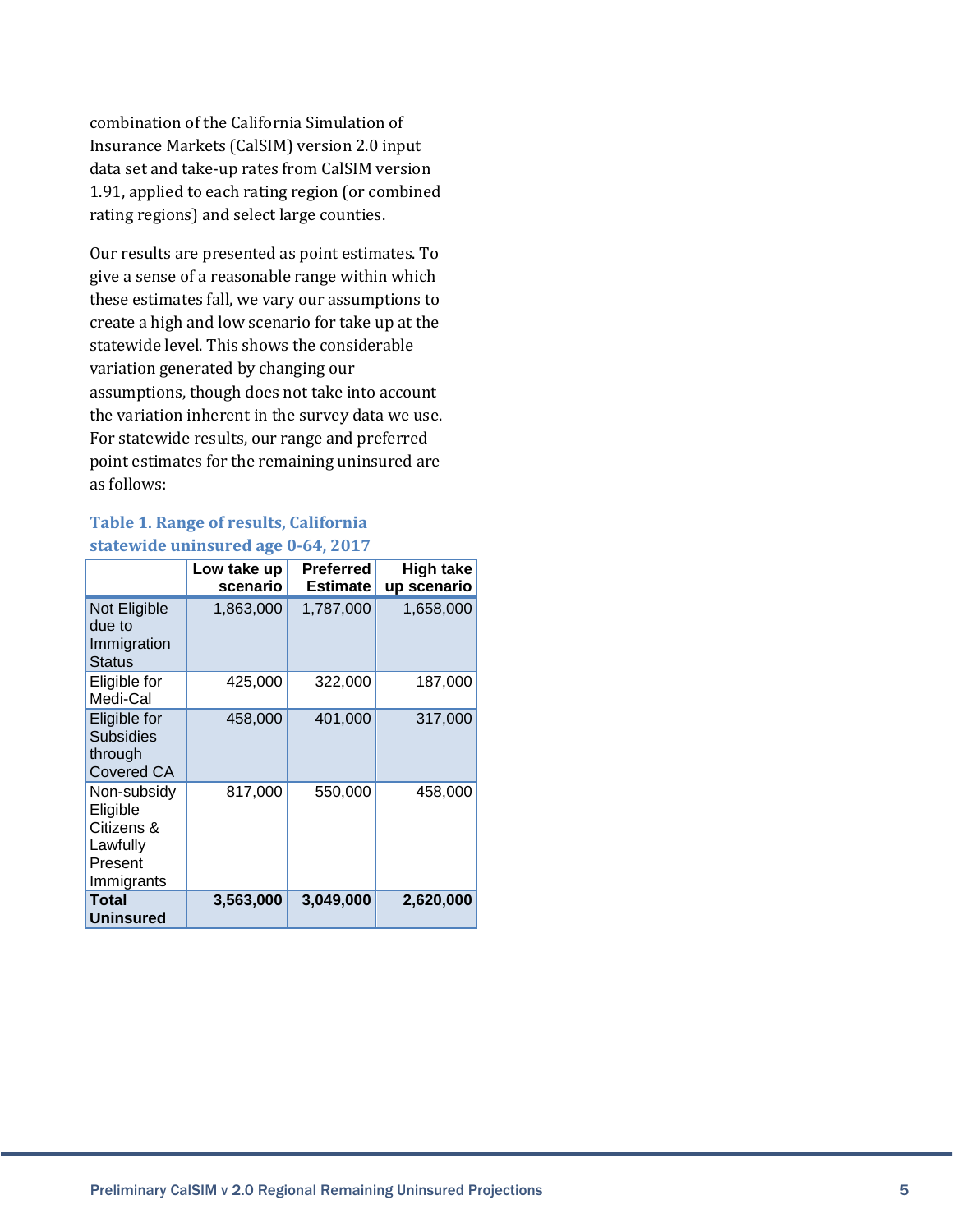combination of the California Simulation of Insurance Markets (CalSIM) version 2.0 input data set and take-up rates from CalSIM version 1.91, applied to each rating region (or combined rating regions) and select large counties.

Our results are presented as point estimates. To give a sense of a reasonable range within which these estimates fall, we vary our assumptions to create a high and low scenario for take up at the statewide level. This shows the considerable variation generated by changing our assumptions, though does not take into account the variation inherent in the survey data we use. For statewide results, our range and preferred point estimates for the remaining uninsured are as follows:

**Table 1. Range of results, California statewide uninsured age 0-64, 2017**

| | Low take up scenario | Preferred Estimate | High take up scenario |
|---|---|---|---|
| Not Eligible due to Immigration Status | 1,863,000 | 1,787,000 | 1,658,000 |
| Eligible for Medi-Cal | 425,000 | 322,000 | 187,000 |
| Eligible for Subsidies through Covered CA | 458,000 | 401,000 | 317,000 |
| Non-subsidy Eligible Citizens & Lawfully Present Immigrants | 817,000 | 550,000 | 458,000 |
| **Total Uninsured** | **3,563,000** | **3,049,000** | **2,620,000** |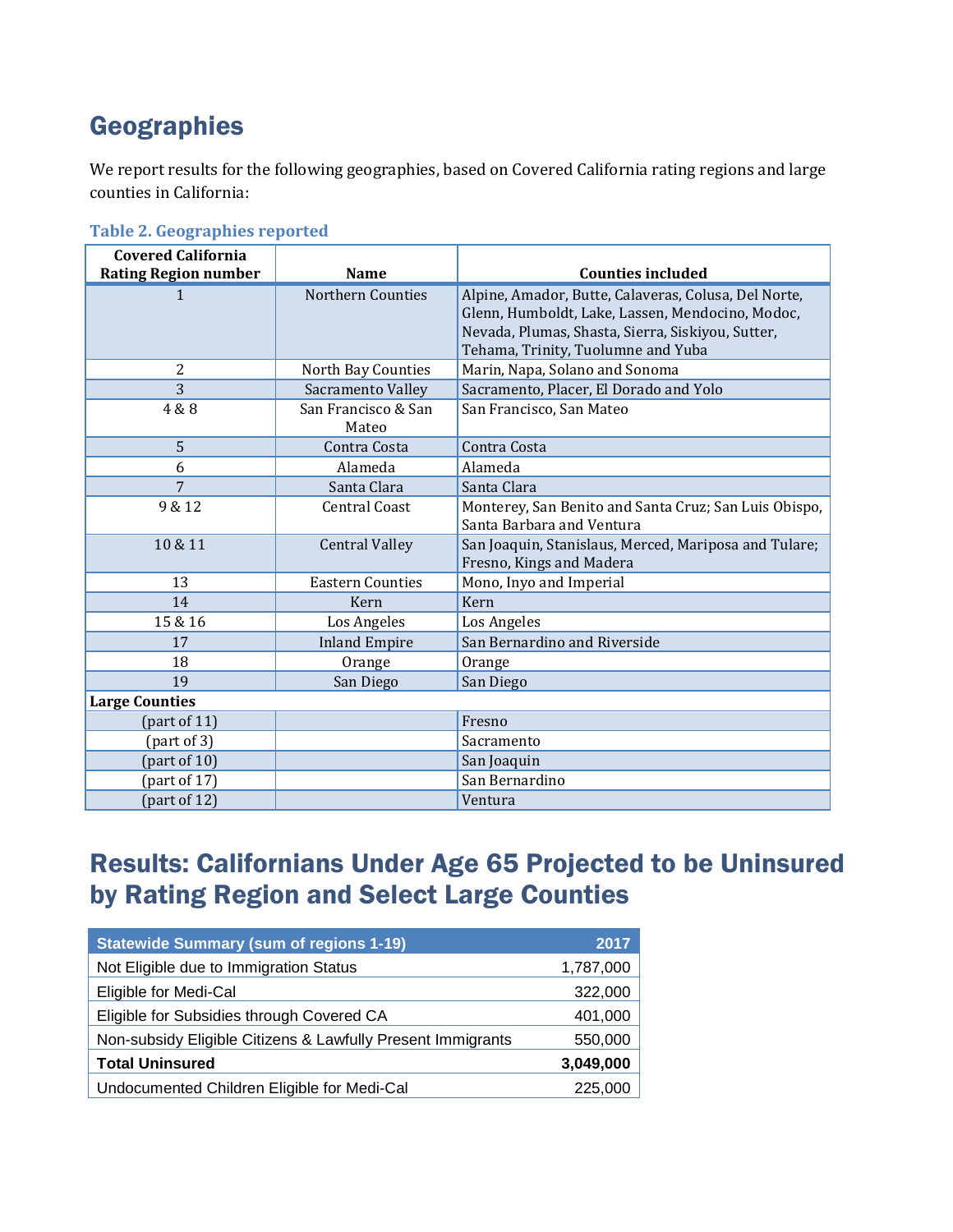## Geographies

We report results for the following geographies, based on Covered California rating regions and large counties in California:

**Table 2. Geographies reported**

| Covered California Rating Region number | Name | Counties included |
|---|---|---|
| 1 | Northern Counties | Alpine, Amador, Butte, Calaveras, Colusa, Del Norte, Glenn, Humboldt, Lake, Lassen, Mendocino, Modoc, Nevada, Plumas, Shasta, Sierra, Siskiyou, Sutter, Tehama, Trinity, Tuolumne and Yuba |
| 2 | North Bay Counties | Marin, Napa, Solano and Sonoma |
| 3 | Sacramento Valley | Sacramento, Placer, El Dorado and Yolo |
| 4 & 8 | San Francisco & San Mateo | San Francisco, San Mateo |
| 5 | Contra Costa | Contra Costa |
| 6 | Alameda | Alameda |
| 7 | Santa Clara | Santa Clara |
| 9 & 12 | Central Coast | Monterey, San Benito and Santa Cruz; San Luis Obispo, Santa Barbara and Ventura |
| 10 & 11 | Central Valley | San Joaquin, Stanislaus, Merced, Mariposa and Tulare; Fresno, Kings and Madera |
| 13 | Eastern Counties | Mono, Inyo and Imperial |
| 14 | Kern | Kern |
| 15 & 16 | Los Angeles | Los Angeles |
| 17 | Inland Empire | San Bernardino and Riverside |
| 18 | Orange | Orange |
| 19 | San Diego | San Diego |
| **Large Counties** | | |
| (part of 11) | | Fresno |
| (part of 3) | | Sacramento |
| (part of 10) | | San Joaquin |
| (part of 17) | | San Bernardino |
| (part of 12) | | Ventura |

## Results: Californians Under Age 65 Projected to be Uninsured by Rating Region and Select Large Counties

| Statewide Summary (sum of regions 1-19) | 2017 |
|---|---|
| Not Eligible due to Immigration Status | 1,787,000 |
| Eligible for Medi-Cal | 322,000 |
| Eligible for Subsidies through Covered CA | 401,000 |
| Non-subsidy Eligible Citizens & Lawfully Present Immigrants | 550,000 |
| **Total Uninsured** | **3,049,000** |
| Undocumented Children Eligible for Medi-Cal | 225,000 |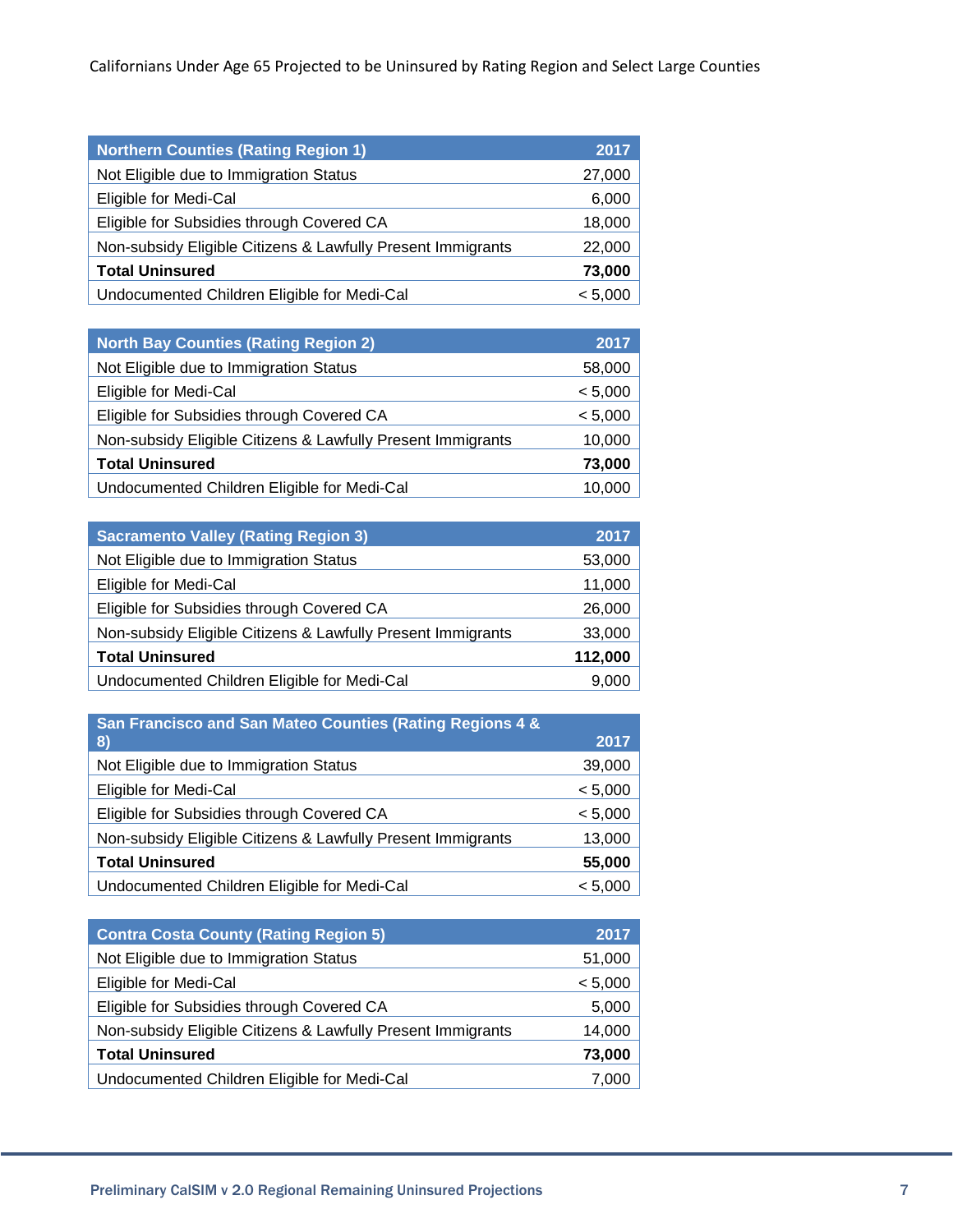Californians Under Age 65 Projected to be Uninsured by Rating Region and Select Large Counties

| Northern Counties (Rating Region 1) | 2017 |
|---|---|
| Not Eligible due to Immigration Status | 27,000 |
| Eligible for Medi-Cal | 6,000 |
| Eligible for Subsidies through Covered CA | 18,000 |
| Non-subsidy Eligible Citizens & Lawfully Present Immigrants | 22,000 |
| **Total Uninsured** | **73,000** |
| Undocumented Children Eligible for Medi-Cal | < 5,000 |

| North Bay Counties (Rating Region 2) | 2017 |
|---|---|
| Not Eligible due to Immigration Status | 58,000 |
| Eligible for Medi-Cal | < 5,000 |
| Eligible for Subsidies through Covered CA | < 5,000 |
| Non-subsidy Eligible Citizens & Lawfully Present Immigrants | 10,000 |
| **Total Uninsured** | **73,000** |
| Undocumented Children Eligible for Medi-Cal | 10,000 |

| Sacramento Valley (Rating Region 3) | 2017 |
|---|---|
| Not Eligible due to Immigration Status | 53,000 |
| Eligible for Medi-Cal | 11,000 |
| Eligible for Subsidies through Covered CA | 26,000 |
| Non-subsidy Eligible Citizens & Lawfully Present Immigrants | 33,000 |
| **Total Uninsured** | **112,000** |
| Undocumented Children Eligible for Medi-Cal | 9,000 |

| San Francisco and San Mateo Counties (Rating Regions 4 & 8) | 2017 |
|---|---|
| Not Eligible due to Immigration Status | 39,000 |
| Eligible for Medi-Cal | < 5,000 |
| Eligible for Subsidies through Covered CA | < 5,000 |
| Non-subsidy Eligible Citizens & Lawfully Present Immigrants | 13,000 |
| **Total Uninsured** | **55,000** |
| Undocumented Children Eligible for Medi-Cal | < 5,000 |

| Contra Costa County (Rating Region 5) | 2017 |
|---|---|
| Not Eligible due to Immigration Status | 51,000 |
| Eligible for Medi-Cal | < 5,000 |
| Eligible for Subsidies through Covered CA | 5,000 |
| Non-subsidy Eligible Citizens & Lawfully Present Immigrants | 14,000 |
| **Total Uninsured** | **73,000** |
| Undocumented Children Eligible for Medi-Cal | 7,000 |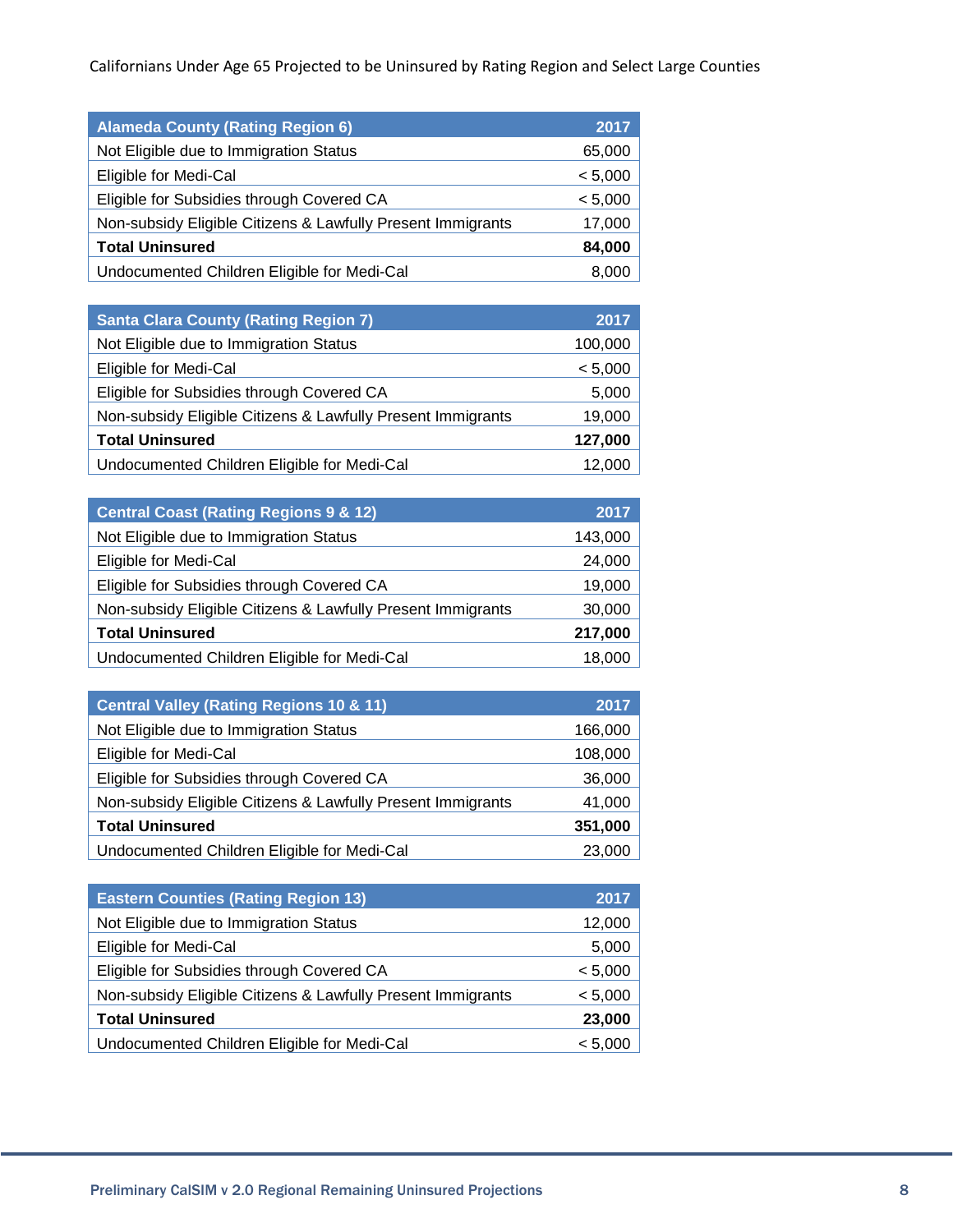Californians Under Age 65 Projected to be Uninsured by Rating Region and Select Large Counties

| Alameda County (Rating Region 6) | 2017 |
|---|---|
| Not Eligible due to Immigration Status | 65,000 |
| Eligible for Medi-Cal | < 5,000 |
| Eligible for Subsidies through Covered CA | < 5,000 |
| Non-subsidy Eligible Citizens & Lawfully Present Immigrants | 17,000 |
| **Total Uninsured** | **84,000** |
| Undocumented Children Eligible for Medi-Cal | 8,000 |

| Santa Clara County (Rating Region 7) | 2017 |
|---|---|
| Not Eligible due to Immigration Status | 100,000 |
| Eligible for Medi-Cal | < 5,000 |
| Eligible for Subsidies through Covered CA | 5,000 |
| Non-subsidy Eligible Citizens & Lawfully Present Immigrants | 19,000 |
| **Total Uninsured** | **127,000** |
| Undocumented Children Eligible for Medi-Cal | 12,000 |

| Central Coast (Rating Regions 9 & 12) | 2017 |
|---|---|
| Not Eligible due to Immigration Status | 143,000 |
| Eligible for Medi-Cal | 24,000 |
| Eligible for Subsidies through Covered CA | 19,000 |
| Non-subsidy Eligible Citizens & Lawfully Present Immigrants | 30,000 |
| **Total Uninsured** | **217,000** |
| Undocumented Children Eligible for Medi-Cal | 18,000 |

| Central Valley (Rating Regions 10 & 11) | 2017 |
|---|---|
| Not Eligible due to Immigration Status | 166,000 |
| Eligible for Medi-Cal | 108,000 |
| Eligible for Subsidies through Covered CA | 36,000 |
| Non-subsidy Eligible Citizens & Lawfully Present Immigrants | 41,000 |
| **Total Uninsured** | **351,000** |
| Undocumented Children Eligible for Medi-Cal | 23,000 |

| Eastern Counties (Rating Region 13) | 2017 |
|---|---|
| Not Eligible due to Immigration Status | 12,000 |
| Eligible for Medi-Cal | 5,000 |
| Eligible for Subsidies through Covered CA | < 5,000 |
| Non-subsidy Eligible Citizens & Lawfully Present Immigrants | < 5,000 |
| **Total Uninsured** | **23,000** |
| Undocumented Children Eligible for Medi-Cal | < 5,000 |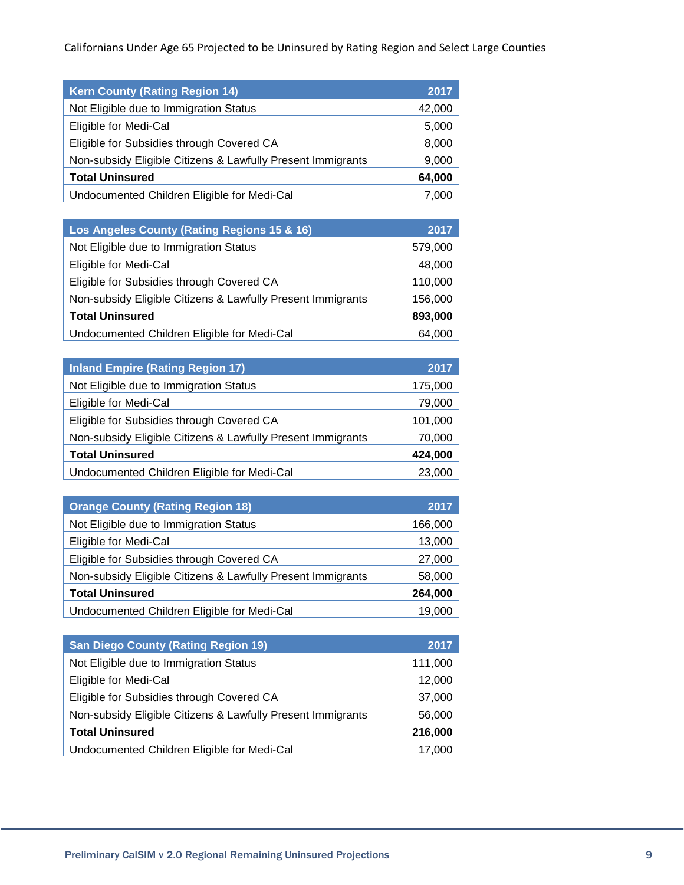Californians Under Age 65 Projected to be Uninsured by Rating Region and Select Large Counties

| Kern County (Rating Region 14) | 2017 |
|---|---|
| Not Eligible due to Immigration Status | 42,000 |
| Eligible for Medi-Cal | 5,000 |
| Eligible for Subsidies through Covered CA | 8,000 |
| Non-subsidy Eligible Citizens & Lawfully Present Immigrants | 9,000 |
| **Total Uninsured** | **64,000** |
| Undocumented Children Eligible for Medi-Cal | 7,000 |

| Los Angeles County (Rating Regions 15 & 16) | 2017 |
|---|---|
| Not Eligible due to Immigration Status | 579,000 |
| Eligible for Medi-Cal | 48,000 |
| Eligible for Subsidies through Covered CA | 110,000 |
| Non-subsidy Eligible Citizens & Lawfully Present Immigrants | 156,000 |
| **Total Uninsured** | **893,000** |
| Undocumented Children Eligible for Medi-Cal | 64,000 |

| Inland Empire (Rating Region 17) | 2017 |
|---|---|
| Not Eligible due to Immigration Status | 175,000 |
| Eligible for Medi-Cal | 79,000 |
| Eligible for Subsidies through Covered CA | 101,000 |
| Non-subsidy Eligible Citizens & Lawfully Present Immigrants | 70,000 |
| **Total Uninsured** | **424,000** |
| Undocumented Children Eligible for Medi-Cal | 23,000 |

| Orange County (Rating Region 18) | 2017 |
|---|---|
| Not Eligible due to Immigration Status | 166,000 |
| Eligible for Medi-Cal | 13,000 |
| Eligible for Subsidies through Covered CA | 27,000 |
| Non-subsidy Eligible Citizens & Lawfully Present Immigrants | 58,000 |
| **Total Uninsured** | **264,000** |
| Undocumented Children Eligible for Medi-Cal | 19,000 |

| San Diego County (Rating Region 19) | 2017 |
|---|---|
| Not Eligible due to Immigration Status | 111,000 |
| Eligible for Medi-Cal | 12,000 |
| Eligible for Subsidies through Covered CA | 37,000 |
| Non-subsidy Eligible Citizens & Lawfully Present Immigrants | 56,000 |
| **Total Uninsured** | **216,000** |
| Undocumented Children Eligible for Medi-Cal | 17,000 |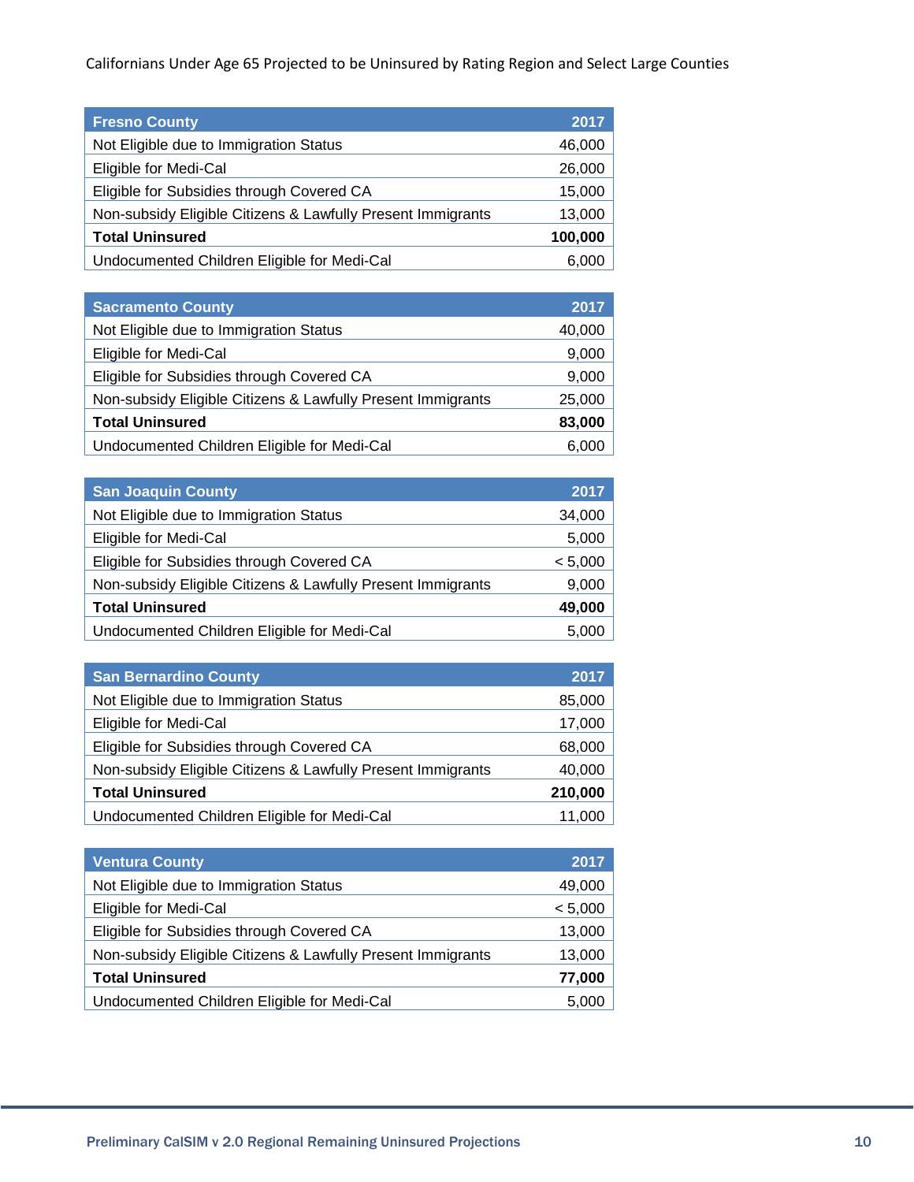Californians Under Age 65 Projected to be Uninsured by Rating Region and Select Large Counties

| **Fresno County** | **2017** |
|---|---|
| Not Eligible due to Immigration Status | 46,000 |
| Eligible for Medi-Cal | 26,000 |
| Eligible for Subsidies through Covered CA | 15,000 |
| Non-subsidy Eligible Citizens & Lawfully Present Immigrants | 13,000 |
| **Total Uninsured** | **100,000** |
| Undocumented Children Eligible for Medi-Cal | 6,000 |

| **Sacramento County** | **2017** |
|---|---|
| Not Eligible due to Immigration Status | 40,000 |
| Eligible for Medi-Cal | 9,000 |
| Eligible for Subsidies through Covered CA | 9,000 |
| Non-subsidy Eligible Citizens & Lawfully Present Immigrants | 25,000 |
| **Total Uninsured** | **83,000** |
| Undocumented Children Eligible for Medi-Cal | 6,000 |

| **San Joaquin County** | **2017** |
|---|---|
| Not Eligible due to Immigration Status | 34,000 |
| Eligible for Medi-Cal | 5,000 |
| Eligible for Subsidies through Covered CA | < 5,000 |
| Non-subsidy Eligible Citizens & Lawfully Present Immigrants | 9,000 |
| **Total Uninsured** | **49,000** |
| Undocumented Children Eligible for Medi-Cal | 5,000 |

| **San Bernardino County** | **2017** |
|---|---|
| Not Eligible due to Immigration Status | 85,000 |
| Eligible for Medi-Cal | 17,000 |
| Eligible for Subsidies through Covered CA | 68,000 |
| Non-subsidy Eligible Citizens & Lawfully Present Immigrants | 40,000 |
| **Total Uninsured** | **210,000** |
| Undocumented Children Eligible for Medi-Cal | 11,000 |

| **Ventura County** | **2017** |
|---|---|
| Not Eligible due to Immigration Status | 49,000 |
| Eligible for Medi-Cal | < 5,000 |
| Eligible for Subsidies through Covered CA | 13,000 |
| Non-subsidy Eligible Citizens & Lawfully Present Immigrants | 13,000 |
| **Total Uninsured** | **77,000** |
| Undocumented Children Eligible for Medi-Cal | 5,000 |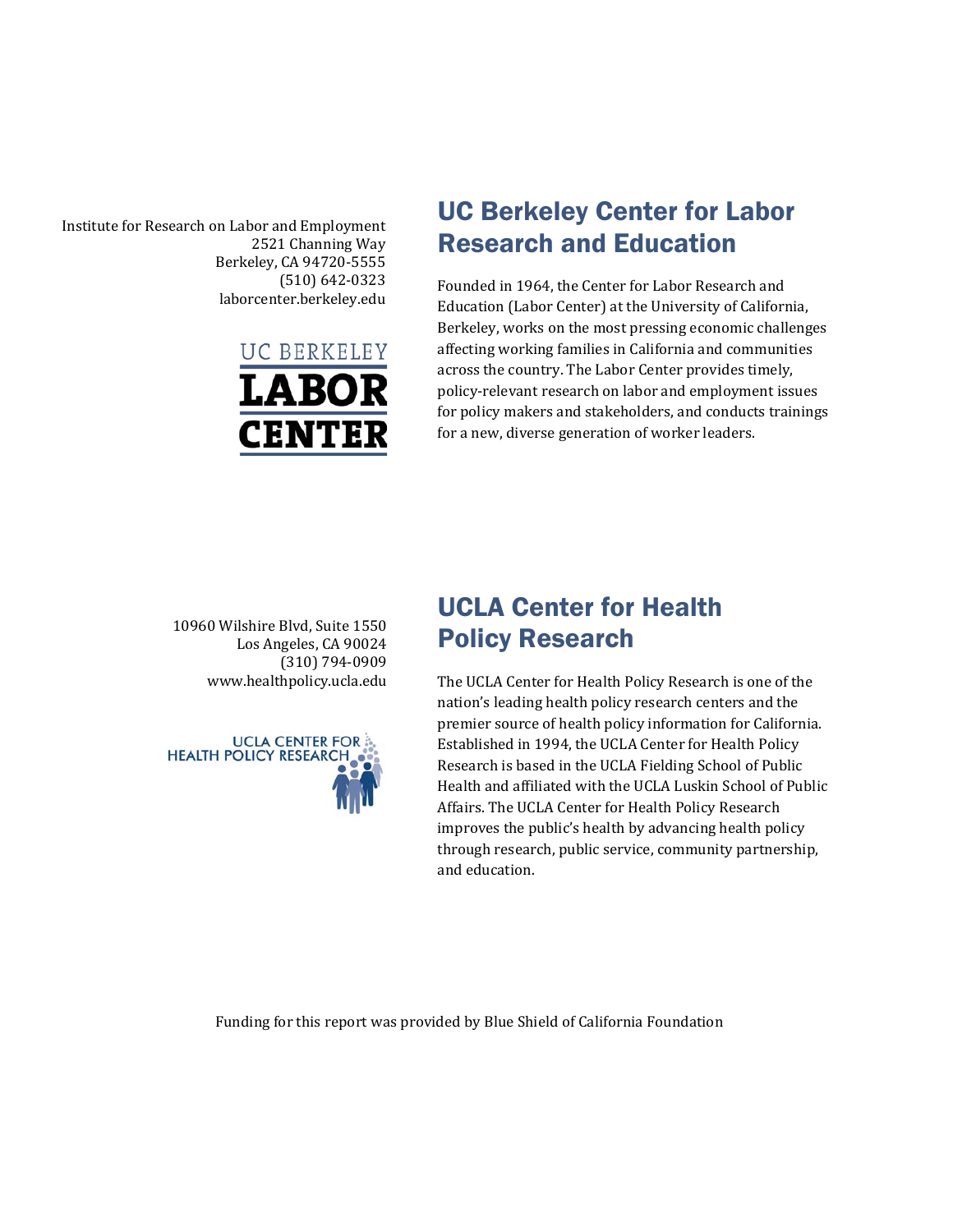Institute for Research on Labor and Employment
2521 Channing Way
Berkeley, CA 94720-5555
(510) 642-0323
laborcenter.berkeley.edu

UC BERKELEY
LABOR
CENTER

## UC Berkeley Center for Labor Research and Education

Founded in 1964, the Center for Labor Research and Education (Labor Center) at the University of California, Berkeley, works on the most pressing economic challenges affecting working families in California and communities across the country. The Labor Center provides timely, policy-relevant research on labor and employment issues for policy makers and stakeholders, and conducts trainings for a new, diverse generation of worker leaders.

10960 Wilshire Blvd, Suite 1550
Los Angeles, CA 90024
(310) 794-0909
www.healthpolicy.ucla.edu

UCLA CENTER FOR
HEALTH POLICY RESEARCH

## UCLA Center for Health Policy Research

The UCLA Center for Health Policy Research is one of the nation's leading health policy research centers and the premier source of health policy information for California. Established in 1994, the UCLA Center for Health Policy Research is based in the UCLA Fielding School of Public Health and affiliated with the UCLA Luskin School of Public Affairs. The UCLA Center for Health Policy Research improves the public's health by advancing health policy through research, public service, community partnership, and education.

Funding for this report was provided by Blue Shield of California Foundation